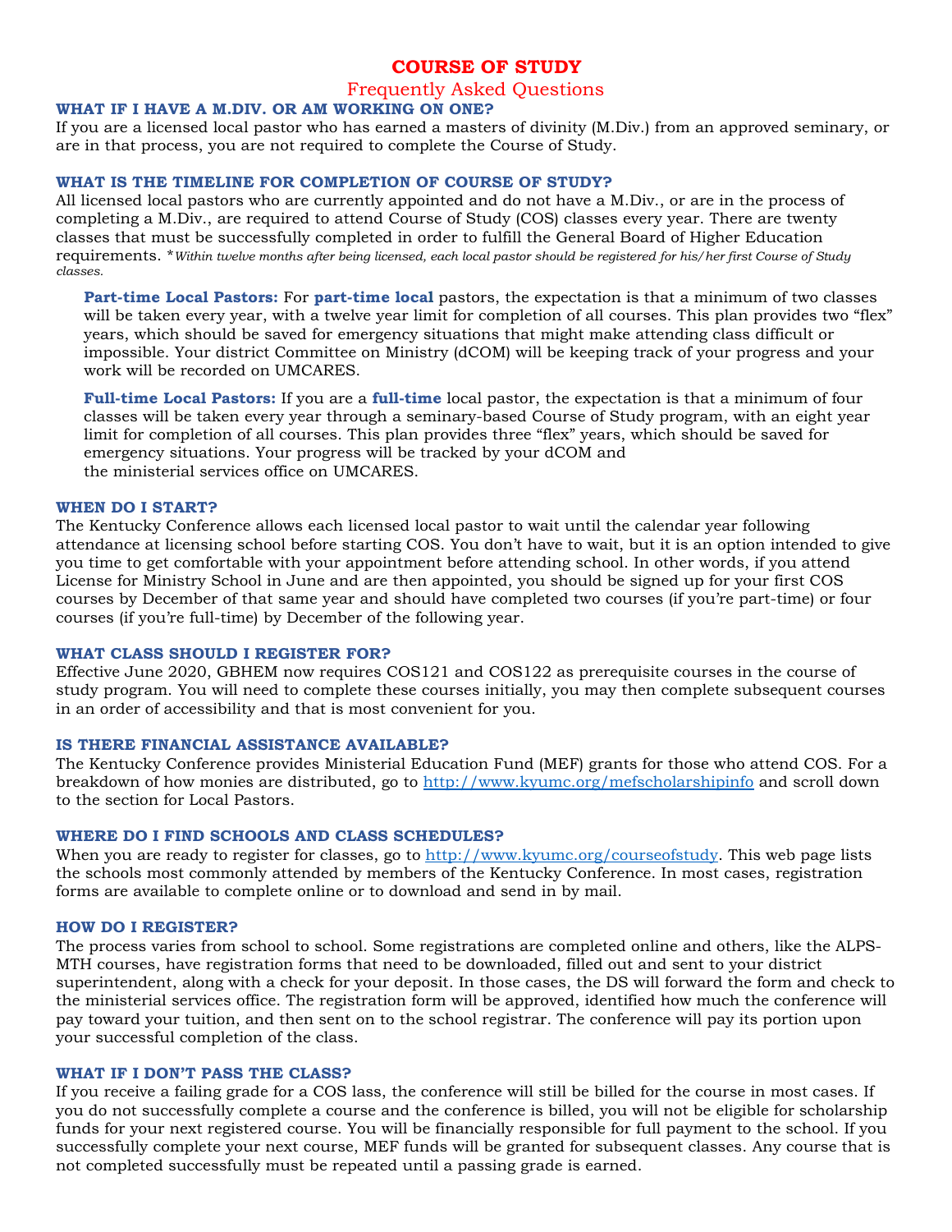# COURSE OF STUDY

## Frequently Asked Questions

### WHAT IF I HAVE A M.DIV. OR AM WORKING ON ONE?

If you are a licensed local pastor who has earned a masters of divinity (M.Div.) from an approved seminary, or are in that process, you are not required to complete the Course of Study.

### WHAT IS THE TIMELINE FOR COMPLETION OF COURSE OF STUDY?

All licensed local pastors who are currently appointed and do not have a M.Div., or are in the process of completing a M.Div., are required to attend Course of Study (COS) classes every year. There are twenty classes that must be successfully completed in order to fulfill the General Board of Higher Education requirements. \**Within twelve months after being licensed, each local pastor should be registered for his/her first Course of Study classes.*

**Part-time Local Pastors:** For **part-time local** pastors, the expectation is that a minimum of two classes will be taken every year, with a twelve year limit for completion of all courses. This plan provides two "flex" years, which should be saved for emergency situations that might make attending class difficult or impossible. Your district Committee on Ministry (dCOM) will be keeping track of your progress and your work will be recorded on UMCARES.

**Full-time Local Pastors:** If you are a **full-time** local pastor, the expectation is that a minimum of four classes will be taken every year through a seminary-based Course of Study program, with an eight year limit for completion of all courses. This plan provides three "flex" years, which should be saved for emergency situations. Your progress will be tracked by your dCOM and the ministerial services office on UMCARES.

### WHEN DO I START?

The Kentucky Conference allows each licensed local pastor to wait until the calendar year following attendance at licensing school before starting COS. You don't have to wait, but it is an option intended to give you time to get comfortable with your appointment before attending school. In other words, if you attend License for Ministry School in June and are then appointed, you should be signed up for your first COS courses by December of that same year and should have completed two courses (if you're part-time) or four courses (if you're full-time) by December of the following year.

### WHAT CLASS SHOULD I REGISTER FOR?

Effective June 2020, GBHEM now requires COS121 and COS122 as prerequisite courses in the course of study program. You will need to complete these courses initially, you may then complete subsequent courses in an order of accessibility and that is most convenient for you.

### IS THERE FINANCIAL ASSISTANCE AVAILABLE?

The Kentucky Conference provides Ministerial Education Fund (MEF) grants for those who attend COS. For a breakdown of how monies are distributed, go to http://www.kyumc.org/mefscholarshipinfo and scroll down to the section for Local Pastors.

### WHERE DO I FIND SCHOOLS AND CLASS SCHEDULES?

When you are ready to register for classes, go to http://www.kyumc.org/courseofstudy. This web page lists the schools most commonly attended by members of the Kentucky Conference. In most cases, registration forms are available to complete online or to download and send in by mail.

### HOW DO I REGISTER?

The process varies from school to school. Some registrations are completed online and others, like the ALPS-MTH courses, have registration forms that need to be downloaded, filled out and sent to your district superintendent, along with a check for your deposit. In those cases, the DS will forward the form and check to the ministerial services office. The registration form will be approved, identified how much the conference will pay toward your tuition, and then sent on to the school registrar. The conference will pay its portion upon your successful completion of the class.

### WHAT IF I DON'T PASS THE CLASS?

If you receive a failing grade for a COS lass, the conference will still be billed for the course in most cases. If you do not successfully complete a course and the conference is billed, you will not be eligible for scholarship funds for your next registered course. You will be financially responsible for full payment to the school. If you successfully complete your next course, MEF funds will be granted for subsequent classes. Any course that is not completed successfully must be repeated until a passing grade is earned.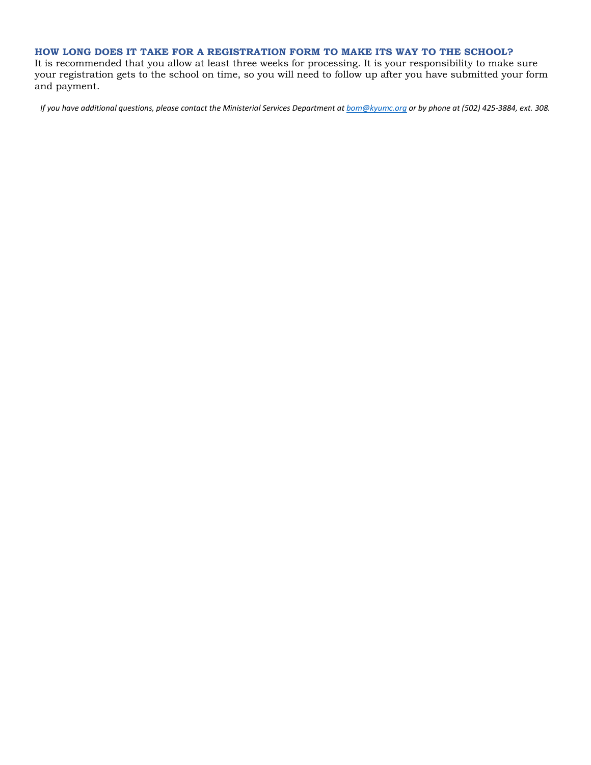### HOW LONG DOES IT TAKE FOR A REGISTRATION FORM TO MAKE ITS WAY TO THE SCHOOL?

It is recommended that you allow at least three weeks for processing. It is your responsibility to make sure your registration gets to the school on time, so you will need to follow up after you have submitted your form and payment.

*If you have additional questions, please contact the Ministerial Services Department at [bom@kyumc.org](mailto:bom@kyumc.org) or by phone at (502) 425-3884, ext. 308.*